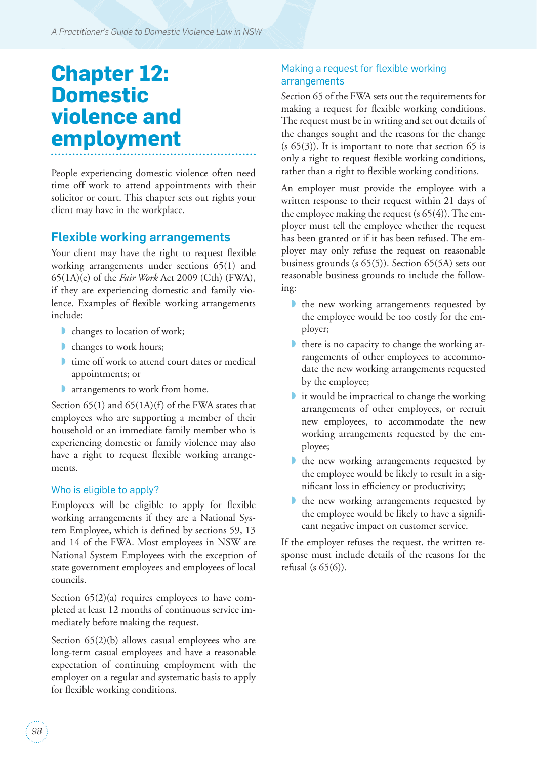# Chapter 12: Domestic violence and employment

People experiencing domestic violence often need time off work to attend appointments with their solicitor or court. This chapter sets out rights your client may have in the workplace.

## Flexible working arrangements

Your client may have the right to request flexible working arrangements under sections 65(1) and 65(1A)(e) of the *Fair Work* Act 2009 (Cth) (FWA), if they are experiencing domestic and family violence. Examples of flexible working arrangements include:

- changes to location of work;
- changes to work hours;
- time off work to attend court dates or medical appointments; or
- arrangements to work from home.

Section 65(1) and 65(1A)(f) of the FWA states that employees who are supporting a member of their household or an immediate family member who is experiencing domestic or family violence may also have a right to request flexible working arrangements.

### Who is eligible to apply?

Employees will be eligible to apply for flexible working arrangements if they are a National System Employee, which is defined by sections 59, 13 and 14 of the FWA. Most employees in NSW are National System Employees with the exception of state government employees and employees of local councils.

Section 65(2)(a) requires employees to have completed at least 12 months of continuous service immediately before making the request.

Section 65(2)(b) allows casual employees who are long-term casual employees and have a reasonable expectation of continuing employment with the employer on a regular and systematic basis to apply for flexible working conditions.

### Making a request for flexible working arrangements

Section 65 of the FWA sets out the requirements for making a request for flexible working conditions. The request must be in writing and set out details of the changes sought and the reasons for the change (s 65(3)). It is important to note that section 65 is only a right to request flexible working conditions, rather than a right to flexible working conditions.

An employer must provide the employee with a written response to their request within 21 days of the employee making the request (s 65(4)). The employer must tell the employee whether the request has been granted or if it has been refused. The employer may only refuse the request on reasonable business grounds (s 65(5)). Section 65(5A) sets out reasonable business grounds to include the following:

- the new working arrangements requested by the employee would be too costly for the employer;
- there is no capacity to change the working arrangements of other employees to accommodate the new working arrangements requested by the employee;
- it would be impractical to change the working arrangements of other employees, or recruit new employees, to accommodate the new working arrangements requested by the employee;
- the new working arrangements requested by the employee would be likely to result in a significant loss in efficiency or productivity;
- the new working arrangements requested by the employee would be likely to have a significant negative impact on customer service.

If the employer refuses the request, the written response must include details of the reasons for the refusal (s 65(6)).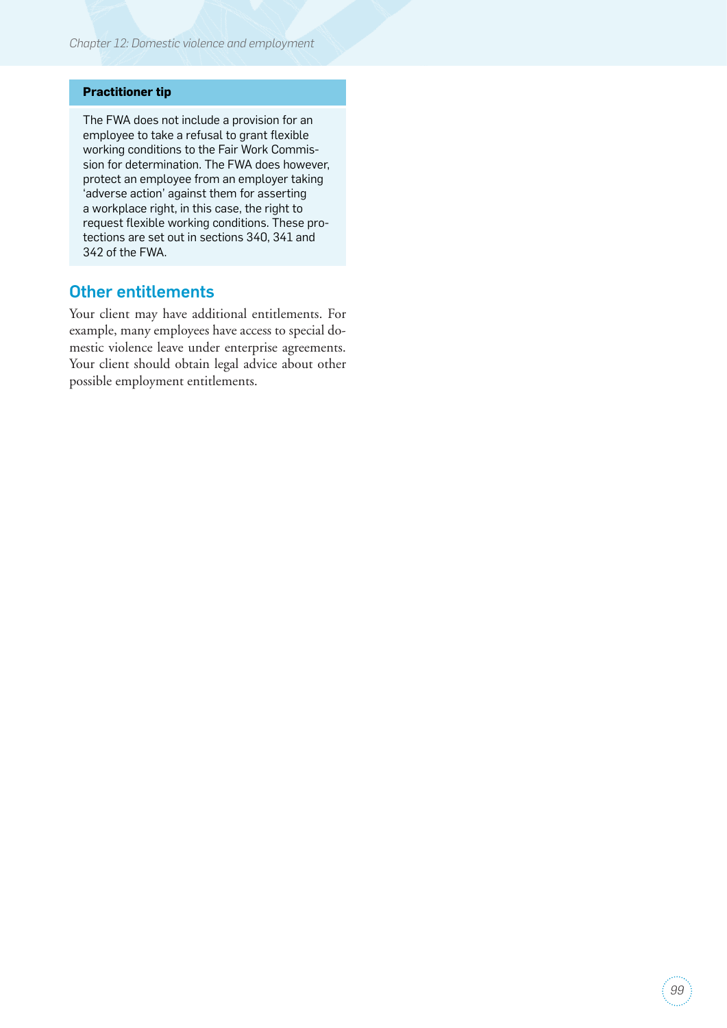**Practitioner tip**

The FWA does not include a provision for an employee to take a refusal to grant flexible working conditions to the Fair Work Commission for determination. The FWA does however, protect an employee from an employer taking 'adverse action' against them for asserting a workplace right, in this case, the right to request flexible working conditions. These protections are set out in sections 340, 341 and 342 of the FWA.

## Other entitlements

Your client may have additional entitlements. For example, many employees have access to special domestic violence leave under enterprise agreements. Your client should obtain legal advice about other possible employment entitlements.